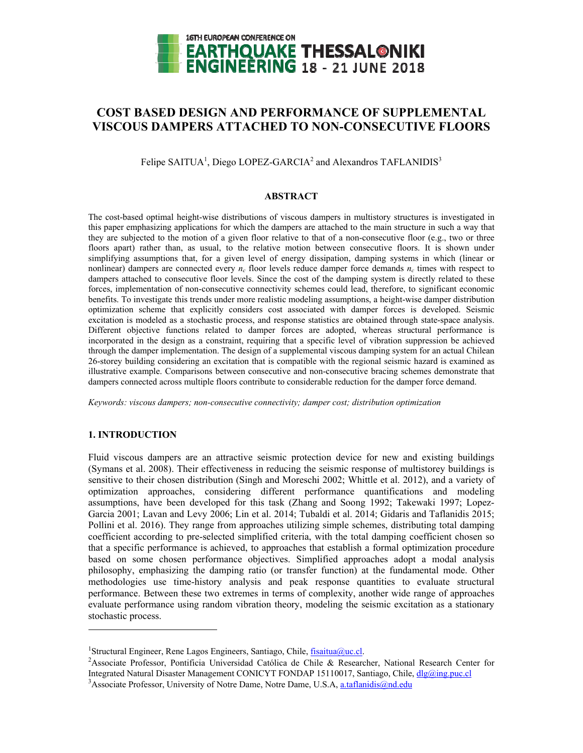# COST BASED DESIGN AND PERFORMANCE OF SUPPLEMENTAL VISCOUS DAMPERS ATTACHED TO NON-CONSECUTIVE FLOORS

Felipe SAITUA[1], Diego LOPEZ-GARCIA[2] and Alexandros TAFLANIDIS[3]

## ABSTRACT

The cost-based optimal height-wise distributions of viscous dampers in multistory structures is investigated in this paper emphasizing applications for which the dampers are attached to the main structure in such a way that they are subjected to the motion of a given floor relative to that of a non-consecutive floor (e.g., two or three floors apart) rather than, as usual, to the relative motion between consecutive floors. It is shown under simplifying assumptions that, for a given level of energy dissipation, damping systems in which (linear or nonlinear) dampers are connected every $n_c$ floor levels reduce damper force demands $n_c$ times with respect to dampers attached to consecutive floor levels. Since the cost of the damping system is directly related to these forces, implementation of non-consecutive connectivity schemes could lead, therefore, to significant economic benefits. To investigate this trends under more realistic modeling assumptions, a height-wise damper distribution optimization scheme that explicitly considers cost associated with damper forces is developed. Seismic excitation is modeled as a stochastic process, and response statistics are obtained through state-space analysis. Different objective functions related to damper forces are adopted, whereas structural performance is incorporated in the design as a constraint, requiring that a specific level of vibration suppression be achieved through the damper implementation. The design of a supplemental viscous damping system for an actual Chilean 26-storey building considering an excitation that is compatible with the regional seismic hazard is examined as illustrative example. Comparisons between consecutive and non-consecutive bracing schemes demonstrate that dampers connected across multiple floors contribute to considerable reduction for the damper force demand.

*Keywords: viscous dampers; non-consecutive connectivity; damper cost; distribution optimization*

## 1. INTRODUCTION

Fluid viscous dampers are an attractive seismic protection device for new and existing buildings (Symans et al. 2008). Their effectiveness in reducing the seismic response of multistorey buildings is sensitive to their chosen distribution (Singh and Moreschi 2002; Whittle et al. 2012), and a variety of optimization approaches, considering different performance quantifications and modeling assumptions, have been developed for this task (Zhang and Soong 1992; Takewaki 1997; Lopez-Garcia 2001; Lavan and Levy 2006; Lin et al. 2014; Tubaldi et al. 2014; Gidaris and Taflanidis 2015; Pollini et al. 2016). They range from approaches utilizing simple schemes, distributing total damping coefficient according to pre-selected simplified criteria, with the total damping coefficient chosen so that a specific performance is achieved, to approaches that establish a formal optimization procedure based on some chosen performance objectives. Simplified approaches adopt a modal analysis philosophy, emphasizing the damping ratio (or transfer function) at the fundamental mode. Other methodologies use time-history analysis and peak response quantities to evaluate structural performance. Between these two extremes in terms of complexity, another wide range of approaches evaluate performance using random vibration theory, modeling the seismic excitation as a stationary stochastic process.

---

[1]Structural Engineer, Rene Lagos Engineers, Santiago, Chile, fisaitua@uc.cl.

[2]Associate Professor, Pontificia Universidad Católica de Chile & Researcher, National Research Center for Integrated Natural Disaster Management CONICYT FONDAP 15110017, Santiago, Chile, dlg@ing.puc.cl

[3]Associate Professor, University of Notre Dame, Notre Dame, U.S.A, a.taflanidis@nd.edu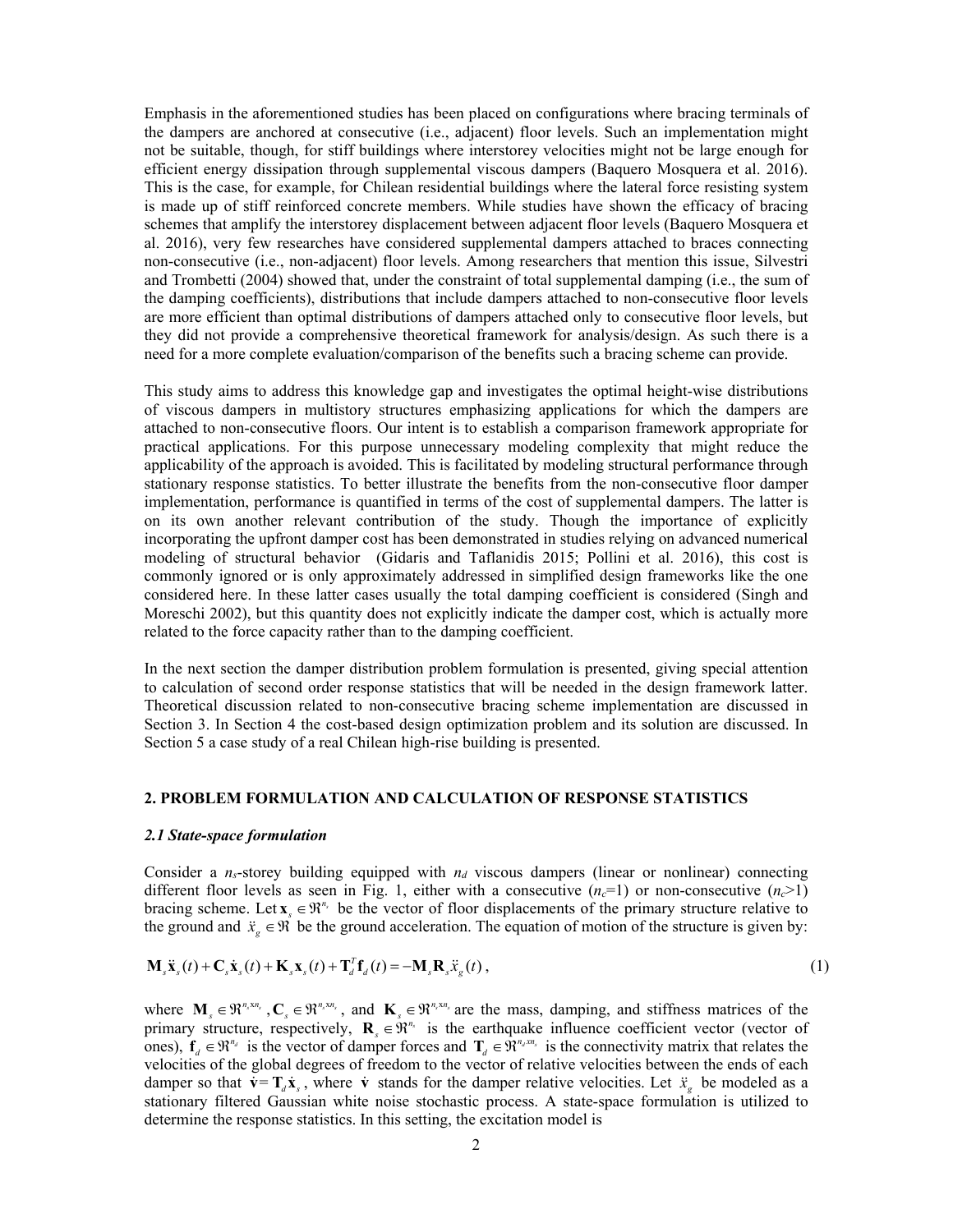Emphasis in the aforementioned studies has been placed on configurations where bracing terminals of the dampers are anchored at consecutive (i.e., adjacent) floor levels. Such an implementation might not be suitable, though, for stiff buildings where interstorey velocities might not be large enough for efficient energy dissipation through supplemental viscous dampers (Baquero Mosquera et al. 2016). This is the case, for example, for Chilean residential buildings where the lateral force resisting system is made up of stiff reinforced concrete members. While studies have shown the efficacy of bracing schemes that amplify the interstorey displacement between adjacent floor levels (Baquero Mosquera et al. 2016), very few researches have considered supplemental dampers attached to braces connecting non-consecutive (i.e., non-adjacent) floor levels. Among researchers that mention this issue, Silvestri and Trombetti (2004) showed that, under the constraint of total supplemental damping (i.e., the sum of the damping coefficients), distributions that include dampers attached to non-consecutive floor levels are more efficient than optimal distributions of dampers attached only to consecutive floor levels, but they did not provide a comprehensive theoretical framework for analysis/design. As such there is a need for a more complete evaluation/comparison of the benefits such a bracing scheme can provide.

This study aims to address this knowledge gap and investigates the optimal height-wise distributions of viscous dampers in multistory structures emphasizing applications for which the dampers are attached to non-consecutive floors. Our intent is to establish a comparison framework appropriate for practical applications. For this purpose unnecessary modeling complexity that might reduce the applicability of the approach is avoided. This is facilitated by modeling structural performance through stationary response statistics. To better illustrate the benefits from the non-consecutive floor damper implementation, performance is quantified in terms of the cost of supplemental dampers. The latter is on its own another relevant contribution of the study. Though the importance of explicitly incorporating the upfront damper cost has been demonstrated in studies relying on advanced numerical modeling of structural behavior (Gidaris and Taflanidis 2015; Pollini et al. 2016), this cost is commonly ignored or is only approximately addressed in simplified design frameworks like the one considered here. In these latter cases usually the total damping coefficient is considered (Singh and Moreschi 2002), but this quantity does not explicitly indicate the damper cost, which is actually more related to the force capacity rather than to the damping coefficient.

In the next section the damper distribution problem formulation is presented, giving special attention to calculation of second order response statistics that will be needed in the design framework latter. Theoretical discussion related to non-consecutive bracing scheme implementation are discussed in Section 3. In Section 4 the cost-based design optimization problem and its solution are discussed. In Section 5 a case study of a real Chilean high-rise building is presented.

## 2. PROBLEM FORMULATION AND CALCULATION OF RESPONSE STATISTICS

### *2.1 State-space formulation*

Consider a $n_s$-storey building equipped with $n_d$ viscous dampers (linear or nonlinear) connecting different floor levels as seen in Fig. 1, either with a consecutive ($n_c$=1) or non-consecutive ($n_c$>1) bracing scheme. Let $\mathbf{x}_s \in \Re^{n_s}$ be the vector of floor displacements of the primary structure relative to the ground and $\ddot{x}_g \in \Re$ be the ground acceleration. The equation of motion of the structure is given by:

$$\mathbf{M}_s\ddot{\mathbf{x}}_s(t) + \mathbf{C}_s\dot{\mathbf{x}}_s(t) + \mathbf{K}_s\mathbf{x}_s(t) + \mathbf{T}_d^T\mathbf{f}_d(t) = -\mathbf{M}_s\mathbf{R}_s\ddot{x}_g(t), \tag{1}$$

where $\mathbf{M}_s \in \Re^{n_s x n_s}$, $\mathbf{C}_s \in \Re^{n_s x n_s}$, and $\mathbf{K}_s \in \Re^{n_s x n_s}$ are the mass, damping, and stiffness matrices of the primary structure, respectively, $\mathbf{R}_s \in \Re^{n_s}$ is the earthquake influence coefficient vector (vector of ones), $\mathbf{f}_d \in \Re^{n_d}$ is the vector of damper forces and $\mathbf{T}_d \in \Re^{n_d x n_s}$ is the connectivity matrix that relates the velocities of the global degrees of freedom to the vector of relative velocities between the ends of each damper so that $\dot{\mathbf{v}} = \mathbf{T}_d\dot{\mathbf{x}}_s$, where $\dot{\mathbf{v}}$ stands for the damper relative velocities. Let $\ddot{x}_g$ be modeled as a stationary filtered Gaussian white noise stochastic process. A state-space formulation is utilized to determine the response statistics. In this setting, the excitation model is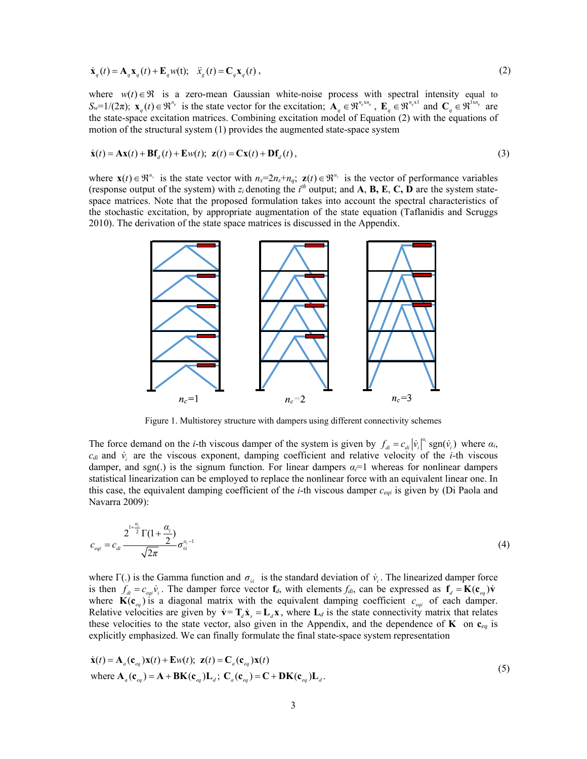$$\dot{\mathbf{x}}_q(t) = \mathbf{A}_q \mathbf{x}_q(t) + \mathbf{E}_q w(\mathrm{t}); \quad \ddot{x}_g(t) = \mathbf{C}_q \mathbf{x}_q(t), \tag{2}$$

where $w(t) \in \Re$ is a zero-mean Gaussian white-noise process with spectral intensity equal to $S_w=1/(2\pi)$; $\mathbf{x}_q(t) \in \Re^{n_q}$ is the state vector for the excitation; $\mathbf{A}_q \in \Re^{n_q \mathrm{x} n_q}$, $\mathbf{E}_q \in \Re^{n_q \mathrm{x}1}$ and $\mathbf{C}_q \in \Re^{1\mathrm{x}n_q}$ are the state-space excitation matrices. Combining excitation model of Equation (2) with the equations of motion of the structural system (1) provides the augmented state-space system

$$\dot{\mathbf{x}}(t) = \mathbf{A}\mathbf{x}(t) + \mathbf{B}\mathbf{f}_d(t) + \mathbf{E}w(t); \quad \mathbf{z}(t) = \mathbf{C}\mathbf{x}(t) + \mathbf{D}\mathbf{f}_d(t), \tag{3}$$

where $\mathbf{x}(t) \in \Re^{n_x}$ is the state vector with $n_x=2n_s+n_q$; $\mathbf{z}(t) \in \Re^{n_z}$ is the vector of performance variables (response output of the system) with $z_i$ denoting the $i^{th}$ output; and **A**, **B, E**, **C, D** are the system state-space matrices. Note that the proposed formulation takes into account the spectral characteristics of the stochastic excitation, by appropriate augmentation of the state equation (Taflanidis and Scruggs 2010). The derivation of the state space matrices is discussed in the Appendix.

$n_c$=1 $n_c$=2 $n_c$=3

Figure 1. Multistorey structure with dampers using different connectivity schemes

The force demand on the $i$-th viscous damper of the system is given by $f_{di} = c_{di}\left|\dot{v}_i\right|^{\alpha_i}\mathrm{sgn}(\dot{v}_i)$ where $\alpha_i$, $c_{di}$ and $\dot{v}_i$ are the viscous exponent, damping coefficient and relative velocity of the $i$-th viscous damper, and sgn(.) is the signum function. For linear dampers $\alpha_i$=1 whereas for nonlinear dampers statistical linearization can be employed to replace the nonlinear force with an equivalent linear one. In this case, the equivalent damping coefficient of the $i$-th viscous damper $c_{eqi}$ is given by (Di Paola and Navarra 2009):

$$c_{eqi} = c_{di}\frac{2^{1+\frac{\alpha_i}{2}}\Gamma(1+\dfrac{\alpha_i}{2})}{\sqrt{2\pi}}\sigma_{\dot{v}i}^{\alpha_i-1} \tag{4}$$

where $\Gamma$(.) is the Gamma function and $\sigma_{\dot{v}i}$ is the standard deviation of $\dot{v}_i$. The linearized damper force is then $f_{di} = c_{eqi}\dot{v}_i$. The damper force vector $\mathbf{f}_d$, with elements $f_{di}$, can be expressed as $\mathbf{f}_d = \mathbf{K}(\mathbf{c}_{eq})\dot{\mathbf{v}}$ where $\mathbf{K}(\mathbf{c}_{eq})$ is a diagonal matrix with the equivalent damping coefficient $c_{eqi}$ of each damper. Relative velocities are given by $\dot{\mathbf{v}} = \mathbf{T}_d\dot{\mathbf{x}}_s = \mathbf{L}_d\mathbf{x}$, where $\mathbf{L}_d$ is the state connectivity matrix that relates these velocities to the state vector, also given in the Appendix, and the dependence of **K** on $\mathbf{c}_{eq}$ is explicitly emphasized. We can finally formulate the final state-space system representation

$$\begin{aligned}
&\dot{\mathbf{x}}(t) = \mathbf{A}_a(\mathbf{c}_{eq})\mathbf{x}(t) + \mathbf{E}w(t); \quad \mathbf{z}(t) = \mathbf{C}_a(\mathbf{c}_{eq})\mathbf{x}(t) \\
&\text{where } \mathbf{A}_a(\mathbf{c}_{eq}) = \mathbf{A} + \mathbf{B}\mathbf{K}(\mathbf{c}_{eq})\mathbf{L}_d; \ \mathbf{C}_a(\mathbf{c}_{eq}) = \mathbf{C} + \mathbf{D}\mathbf{K}(\mathbf{c}_{eq})\mathbf{L}_d.
\end{aligned} \tag{5}$$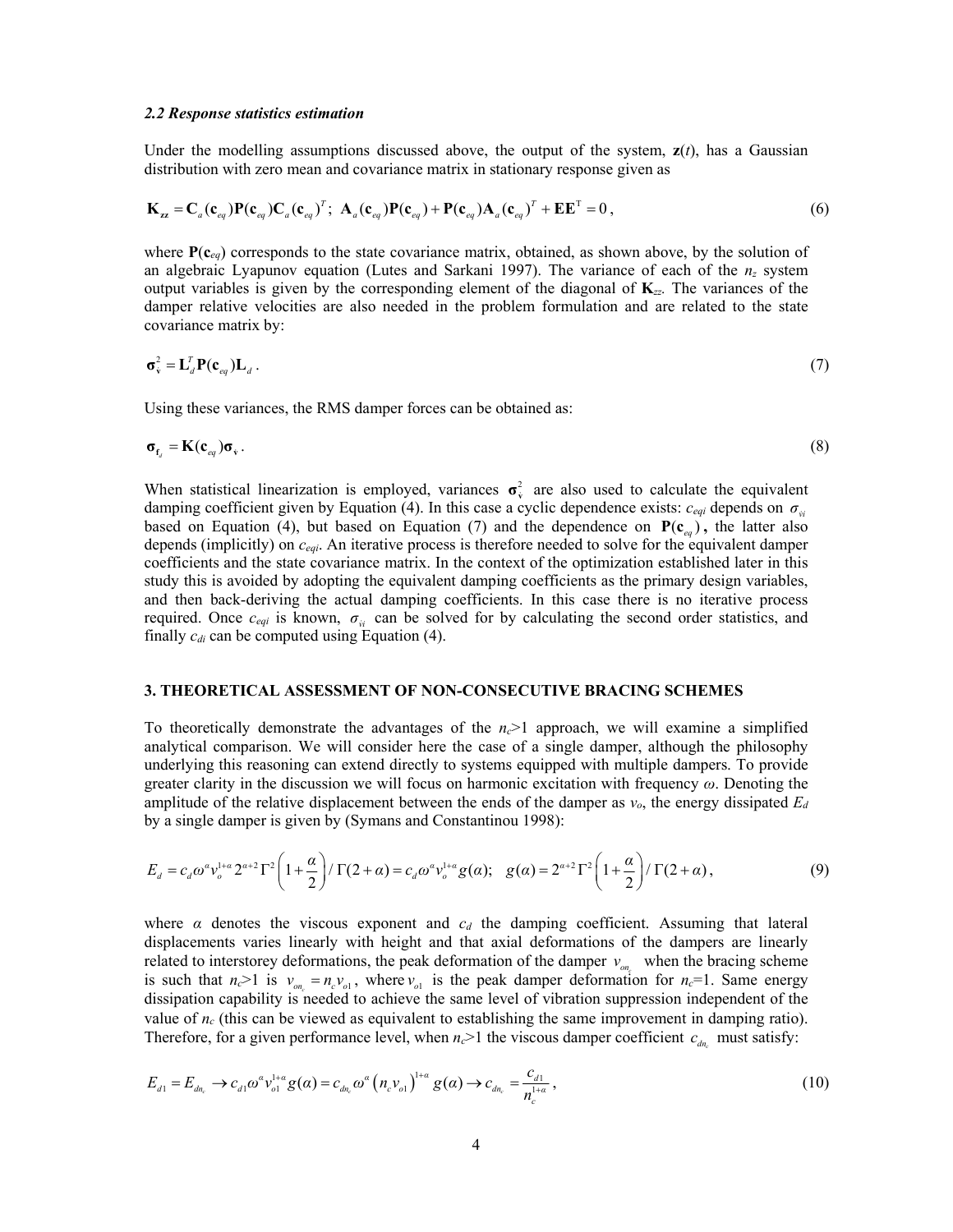### *2.2 Response statistics estimation*

Under the modelling assumptions discussed above, the output of the system, $\mathbf{z}(t)$, has a Gaussian distribution with zero mean and covariance matrix in stationary response given as

$$\mathbf{K}_{\mathbf{zz}} = \mathbf{C}_a(\mathbf{c}_{eq})\mathbf{P}(\mathbf{c}_{eq})\mathbf{C}_a(\mathbf{c}_{eq})^T;\ \mathbf{A}_a(\mathbf{c}_{eq})\mathbf{P}(\mathbf{c}_{eq}) + \mathbf{P}(\mathbf{c}_{eq})\mathbf{A}_a(\mathbf{c}_{eq})^T + \mathbf{E}\mathbf{E}^{\mathrm{T}} = 0\,, \tag{6}$$

where $\mathbf{P}(\mathbf{c}_{eq})$ corresponds to the state covariance matrix, obtained, as shown above, by the solution of an algebraic Lyapunov equation (Lutes and Sarkani 1997). The variance of each of the $n_z$ system output variables is given by the corresponding element of the diagonal of $\mathbf{K}_{zz}$. The variances of the damper relative velocities are also needed in the problem formulation and are related to the state covariance matrix by:

$$\boldsymbol{\sigma}_{\mathbf{v}}^2 = \mathbf{L}_d^T\mathbf{P}(\mathbf{c}_{eq})\mathbf{L}_d\,. \tag{7}$$

Using these variances, the RMS damper forces can be obtained as:

$$\boldsymbol{\sigma}_{\mathbf{f}_d} = \mathbf{K}(\mathbf{c}_{eq})\boldsymbol{\sigma}_{\mathbf{v}}\,. \tag{8}$$

When statistical linearization is employed, variances $\boldsymbol{\sigma}_{\mathbf{v}}^2$ are also used to calculate the equivalent damping coefficient given by Equation (4). In this case a cyclic dependence exists: $c_{eqi}$ depends on $\sigma_{vi}$ based on Equation (4), but based on Equation (7) and the dependence on $\mathbf{P}(\mathbf{c}_{eq})$**,** the latter also depends (implicitly) on $c_{eqi}$. An iterative process is therefore needed to solve for the equivalent damper coefficients and the state covariance matrix. In the context of the optimization established later in this study this is avoided by adopting the equivalent damping coefficients as the primary design variables, and then back-deriving the actual damping coefficients. In this case there is no iterative process required. Once $c_{eqi}$ is known, $\sigma_{vi}$ can be solved for by calculating the second order statistics, and finally $c_{di}$ can be computed using Equation (4).

## 3. THEORETICAL ASSESSMENT OF NON-CONSECUTIVE BRACING SCHEMES

To theoretically demonstrate the advantages of the $n_c$>1 approach, we will examine a simplified analytical comparison. We will consider here the case of a single damper, although the philosophy underlying this reasoning can extend directly to systems equipped with multiple dampers. To provide greater clarity in the discussion we will focus on harmonic excitation with frequency $\omega$. Denoting the amplitude of the relative displacement between the ends of the damper as $v_o$, the energy dissipated $E_d$ by a single damper is given by (Symans and Constantinou 1998):

$$E_d = c_d\omega^\alpha v_o^{1+\alpha}2^{\alpha+2}\Gamma^2\left(1+\frac{\alpha}{2}\right)/\,\Gamma(2+\alpha) = c_d\omega^\alpha v_o^{1+\alpha}g(\alpha);\quad g(\alpha) = 2^{\alpha+2}\Gamma^2\left(1+\frac{\alpha}{2}\right)/\,\Gamma(2+\alpha)\,, \tag{9}$$

where $\alpha$ denotes the viscous exponent and $c_d$ the damping coefficient. Assuming that lateral displacements varies linearly with height and that axial deformations of the dampers are linearly related to interstorey deformations, the peak deformation of the damper $v_{on_c}$ when the bracing scheme is such that $n_c$>1 is $v_{on_c} = n_c v_{o1}$, where $v_{o1}$ is the peak damper deformation for $n_c$=1. Same energy dissipation capability is needed to achieve the same level of vibration suppression independent of the value of $n_c$ (this can be viewed as equivalent to establishing the same improvement in damping ratio). Therefore, for a given performance level, when $n_c$>1 the viscous damper coefficient $c_{dn_c}$ must satisfy:

$$E_{d1} = E_{dn_c} \rightarrow c_{d1}\omega^\alpha v_{o1}^{1+\alpha}g(\alpha) = c_{dn_c}\omega^\alpha\left(n_c v_{o1}\right)^{1+\alpha}g(\alpha) \rightarrow c_{dn_c} = \frac{c_{d1}}{n_c^{1+\alpha}}\,, \tag{10}$$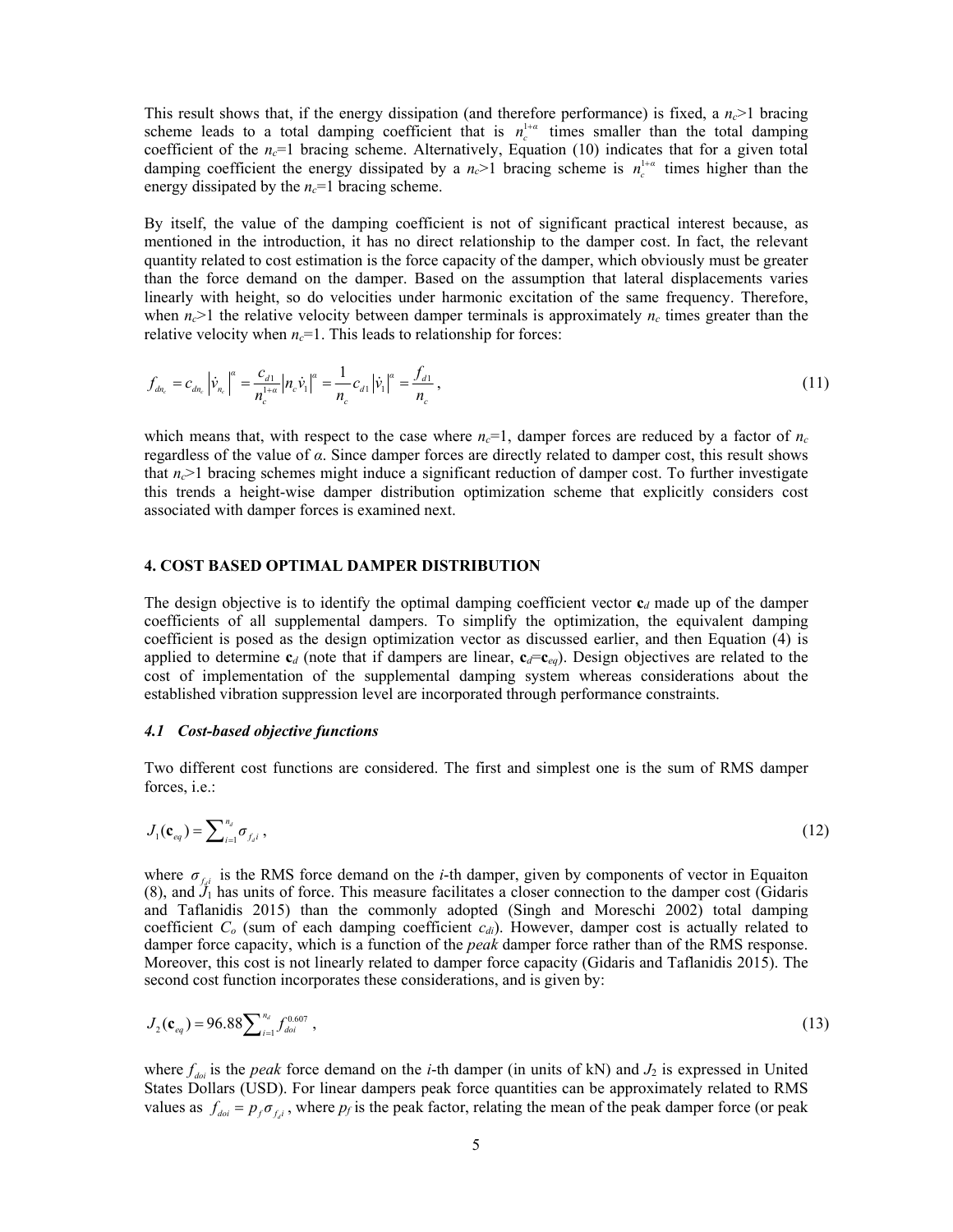This result shows that, if the energy dissipation (and therefore performance) is fixed, a $n_c$>1 bracing scheme leads to a total damping coefficient that is $n_c^{1+\alpha}$ times smaller than the total damping coefficient of the $n_c$=1 bracing scheme. Alternatively, Equation (10) indicates that for a given total damping coefficient the energy dissipated by a $n_c$>1 bracing scheme is $n_c^{1+\alpha}$ times higher than the energy dissipated by the $n_c$=1 bracing scheme.

By itself, the value of the damping coefficient is not of significant practical interest because, as mentioned in the introduction, it has no direct relationship to the damper cost. In fact, the relevant quantity related to cost estimation is the force capacity of the damper, which obviously must be greater than the force demand on the damper. Based on the assumption that lateral displacements varies linearly with height, so do velocities under harmonic excitation of the same frequency. Therefore, when $n_c$>1 the relative velocity between damper terminals is approximately $n_c$ times greater than the relative velocity when $n_c$=1. This leads to relationship for forces:

$$f_{dn_c} = c_{dn_c} \left| \dot{v}_{n_c} \right|^{\alpha} = \frac{c_{d1}}{n_c^{1+\alpha}} \left| n_c \dot{v}_1 \right|^{\alpha} = \frac{1}{n_c} c_{d1} \left| \dot{v}_1 \right|^{\alpha} = \frac{f_{d1}}{n_c}, \tag{11}$$

which means that, with respect to the case where $n_c$=1, damper forces are reduced by a factor of $n_c$ regardless of the value of $\alpha$. Since damper forces are directly related to damper cost, this result shows that $n_c$>1 bracing schemes might induce a significant reduction of damper cost. To further investigate this trends a height-wise damper distribution optimization scheme that explicitly considers cost associated with damper forces is examined next.

## 4. COST BASED OPTIMAL DAMPER DISTRIBUTION

The design objective is to identify the optimal damping coefficient vector $\mathbf{c}_d$ made up of the damper coefficients of all supplemental dampers. To simplify the optimization, the equivalent damping coefficient is posed as the design optimization vector as discussed earlier, and then Equation (4) is applied to determine $\mathbf{c}_d$ (note that if dampers are linear, $\mathbf{c}_d$=$\mathbf{c}_{eq}$). Design objectives are related to the cost of implementation of the supplemental damping system whereas considerations about the established vibration suppression level are incorporated through performance constraints.

### *4.1 Cost-based objective functions*

Two different cost functions are considered. The first and simplest one is the sum of RMS damper forces, i.e.:

$$J_1(\mathbf{c}_{eq}) = \sum\nolimits_{i=1}^{n_d} \sigma_{f_d i}, \tag{12}$$

where $\sigma_{f_d i}$ is the RMS force demand on the *i*-th damper, given by components of vector in Equaiton (8), and $J_1$ has units of force. This measure facilitates a closer connection to the damper cost (Gidaris and Taflanidis 2015) than the commonly adopted (Singh and Moreschi 2002) total damping coefficient $C_o$ (sum of each damping coefficient $c_{di}$). However, damper cost is actually related to damper force capacity, which is a function of the *peak* damper force rather than of the RMS response. Moreover, this cost is not linearly related to damper force capacity (Gidaris and Taflanidis 2015). The second cost function incorporates these considerations, and is given by:

$$J_2(\mathbf{c}_{eq}) = 96.88 \sum\nolimits_{i=1}^{n_d} f_{doi}^{0.607}, \tag{13}$$

where $f_{doi}$ is the *peak* force demand on the *i*-th damper (in units of kN) and $J_2$ is expressed in United States Dollars (USD). For linear dampers peak force quantities can be approximately related to RMS values as $f_{doi} = p_f \sigma_{f_d i}$, where $p_f$ is the peak factor, relating the mean of the peak damper force (or peak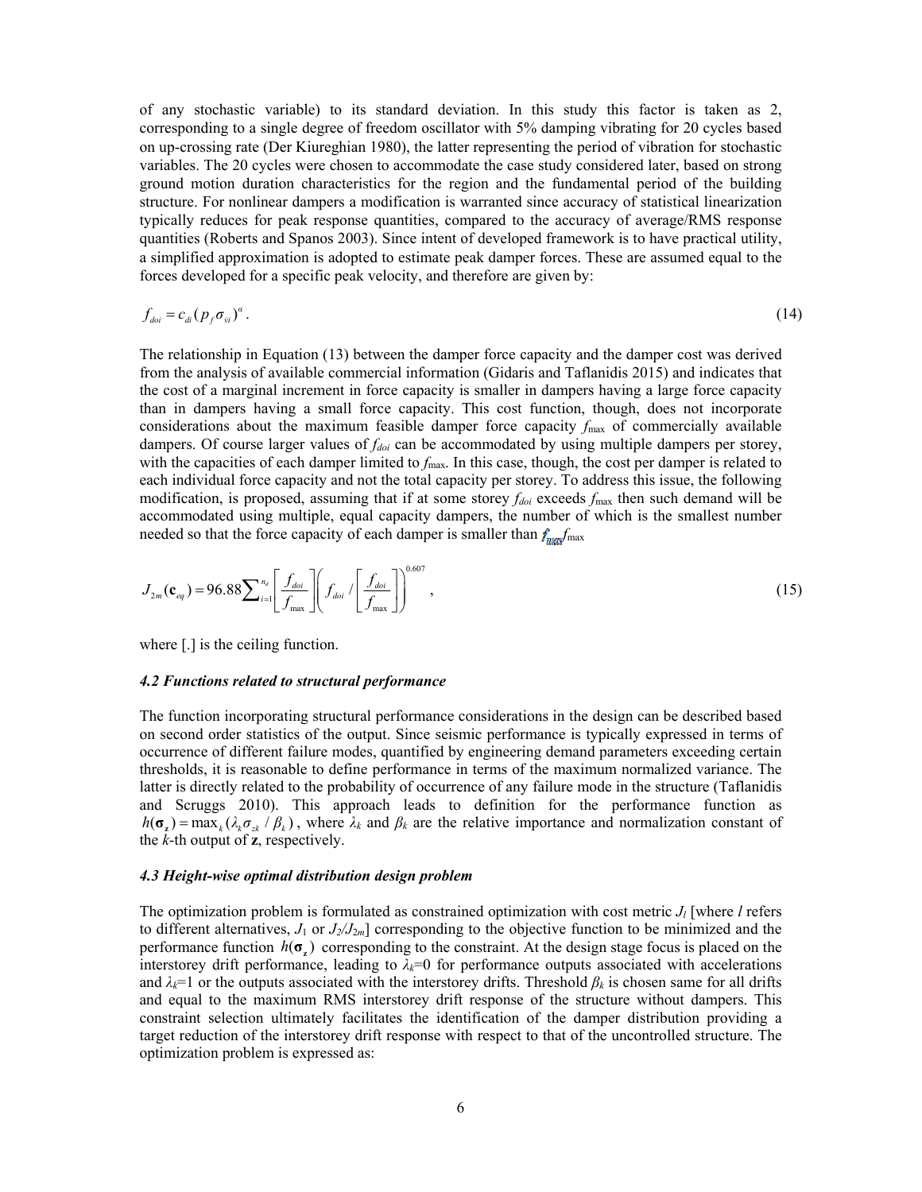of any stochastic variable) to its standard deviation. In this study this factor is taken as 2, corresponding to a single degree of freedom oscillator with 5% damping vibrating for 20 cycles based on up-crossing rate (Der Kiureghian 1980), the latter representing the period of vibration for stochastic variables. The 20 cycles were chosen to accommodate the case study considered later, based on strong ground motion duration characteristics for the region and the fundamental period of the building structure. For nonlinear dampers a modification is warranted since accuracy of statistical linearization typically reduces for peak response quantities, compared to the accuracy of average/RMS response quantities (Roberts and Spanos 2003). Since intent of developed framework is to have practical utility, a simplified approximation is adopted to estimate peak damper forces. These are assumed equal to the forces developed for a specific peak velocity, and therefore are given by:

$$f_{doi} = c_{di}(p_f \sigma_{vi})^{\alpha}. \tag{14}$$

The relationship in Equation (13) between the damper force capacity and the damper cost was derived from the analysis of available commercial information (Gidaris and Taflanidis 2015) and indicates that the cost of a marginal increment in force capacity is smaller in dampers having a large force capacity than in dampers having a small force capacity. This cost function, though, does not incorporate considerations about the maximum feasible damper force capacity $f_{\max}$ of commercially available dampers. Of course larger values of $f_{doi}$ can be accommodated by using multiple dampers per storey, with the capacities of each damper limited to $f_{\max}$. In this case, though, the cost per damper is related to each individual force capacity and not the total capacity per storey. To address this issue, the following modification, is proposed, assuming that if at some storey $f_{doi}$ exceeds $f_{\max}$ then such demand will be accommodated using multiple, equal capacity dampers, the number of which is the smallest number needed so that the force capacity of each damper is smaller than $f_{\max}$

$$J_{2m}(\mathbf{c}_{eq}) = 96.88 \sum_{i=1}^{n_d} \left\lceil \frac{f_{doi}}{f_{\max}} \right\rceil \left( f_{doi} \Big/ \left\lceil \frac{f_{doi}}{f_{\max}} \right\rceil \right)^{0.607}, \tag{15}$$

where [.] is the ceiling function.

### *4.2 Functions related to structural performance*

The function incorporating structural performance considerations in the design can be described based on second order statistics of the output. Since seismic performance is typically expressed in terms of occurrence of different failure modes, quantified by engineering demand parameters exceeding certain thresholds, it is reasonable to define performance in terms of the maximum normalized variance. The latter is directly related to the probability of occurrence of any failure mode in the structure (Taflanidis and Scruggs 2010). This approach leads to definition for the performance function as $h(\boldsymbol{\sigma}_{\mathbf{z}}) = \max_k(\lambda_k \sigma_{zk} / \beta_k)$, where $\lambda_k$ and $\beta_k$ are the relative importance and normalization constant of the $k$-th output of $\mathbf{z}$, respectively.

### *4.3 Height-wise optimal distribution design problem*

The optimization problem is formulated as constrained optimization with cost metric $J_l$ [where $l$ refers to different alternatives, $J_1$ or $J_2/J_{2m}$] corresponding to the objective function to be minimized and the performance function $h(\boldsymbol{\sigma}_{\mathbf{z}})$ corresponding to the constraint. At the design stage focus is placed on the interstorey drift performance, leading to $\lambda_k$=0 for performance outputs associated with accelerations and $\lambda_k$=1 or the outputs associated with the interstorey drifts. Threshold $\beta_k$ is chosen same for all drifts and equal to the maximum RMS interstorey drift response of the structure without dampers. This constraint selection ultimately facilitates the identification of the damper distribution providing a target reduction of the interstorey drift response with respect to that of the uncontrolled structure. The optimization problem is expressed as: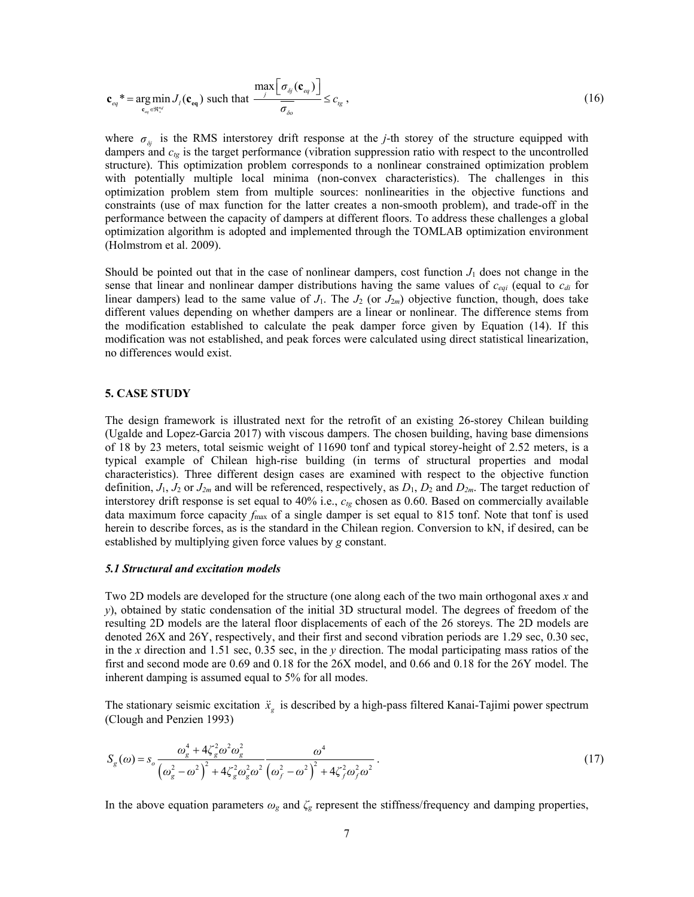$$\mathbf{c}_{eq}^* = \underset{\mathbf{c}_{eq} \in \Re_+^{nd}}{\arg\min} J_l(\mathbf{c}_{\mathbf{eq}}) \text{ such that } \frac{\max_j \left[ \sigma_{\delta j}(\mathbf{c}_{eq}) \right]}{\overline{\sigma_{\delta o}}} \leq c_{tg} , \tag{16}$$

where $\sigma_{\delta j}$ is the RMS interstorey drift response at the *j*-th storey of the structure equipped with dampers and $c_{tg}$ is the target performance (vibration suppression ratio with respect to the uncontrolled structure). This optimization problem corresponds to a nonlinear constrained optimization problem with potentially multiple local minima (non-convex characteristics). The challenges in this optimization problem stem from multiple sources: nonlinearities in the objective functions and constraints (use of max function for the latter creates a non-smooth problem), and trade-off in the performance between the capacity of dampers at different floors. To address these challenges a global optimization algorithm is adopted and implemented through the TOMLAB optimization environment (Holmstrom et al. 2009).

Should be pointed out that in the case of nonlinear dampers, cost function $J_1$ does not change in the sense that linear and nonlinear damper distributions having the same values of $c_{eqi}$ (equal to $c_{di}$ for linear dampers) lead to the same value of $J_1$. The $J_2$ (or $J_{2m}$) objective function, though, does take different values depending on whether dampers are a linear or nonlinear. The difference stems from the modification established to calculate the peak damper force given by Equation (14). If this modification was not established, and peak forces were calculated using direct statistical linearization, no differences would exist.

## 5. CASE STUDY

The design framework is illustrated next for the retrofit of an existing 26-storey Chilean building (Ugalde and Lopez-Garcia 2017) with viscous dampers. The chosen building, having base dimensions of 18 by 23 meters, total seismic weight of 11690 tonf and typical storey-height of 2.52 meters, is a typical example of Chilean high-rise building (in terms of structural properties and modal characteristics). Three different design cases are examined with respect to the objective function definition, $J_1$, $J_2$ or $J_{2m}$ and will be referenced, respectively, as $D_1$, $D_2$ and $D_{2m}$. The target reduction of interstorey drift response is set equal to 40% i.e., $c_{tg}$ chosen as 0.60. Based on commercially available data maximum force capacity $f_{\max}$ of a single damper is set equal to 815 tonf. Note that tonf is used herein to describe forces, as is the standard in the Chilean region. Conversion to kN, if desired, can be established by multiplying given force values by *g* constant.

### *5.1 Structural and excitation models*

Two 2D models are developed for the structure (one along each of the two main orthogonal axes *x* and *y*), obtained by static condensation of the initial 3D structural model. The degrees of freedom of the resulting 2D models are the lateral floor displacements of each of the 26 storeys. The 2D models are denoted 26X and 26Y, respectively, and their first and second vibration periods are 1.29 sec, 0.30 sec, in the *x* direction and 1.51 sec, 0.35 sec, in the *y* direction. The modal participating mass ratios of the first and second mode are 0.69 and 0.18 for the 26X model, and 0.66 and 0.18 for the 26Y model. The inherent damping is assumed equal to 5% for all modes.

The stationary seismic excitation $\ddot{x}_g$ is described by a high-pass filtered Kanai-Tajimi power spectrum (Clough and Penzien 1993)

$$S_g(\omega) = s_o \frac{\omega_g^4 + 4\zeta_g^2\omega^2\omega_g^2}{\left(\omega_g^2 - \omega^2\right)^2 + 4\zeta_g^2\omega_g^2\omega^2} \frac{\omega^4}{\left(\omega_f^2 - \omega^2\right)^2 + 4\zeta_f^2\omega_f^2\omega^2} . \tag{17}$$

In the above equation parameters $\omega_g$ and $\zeta_g$ represent the stiffness/frequency and damping properties,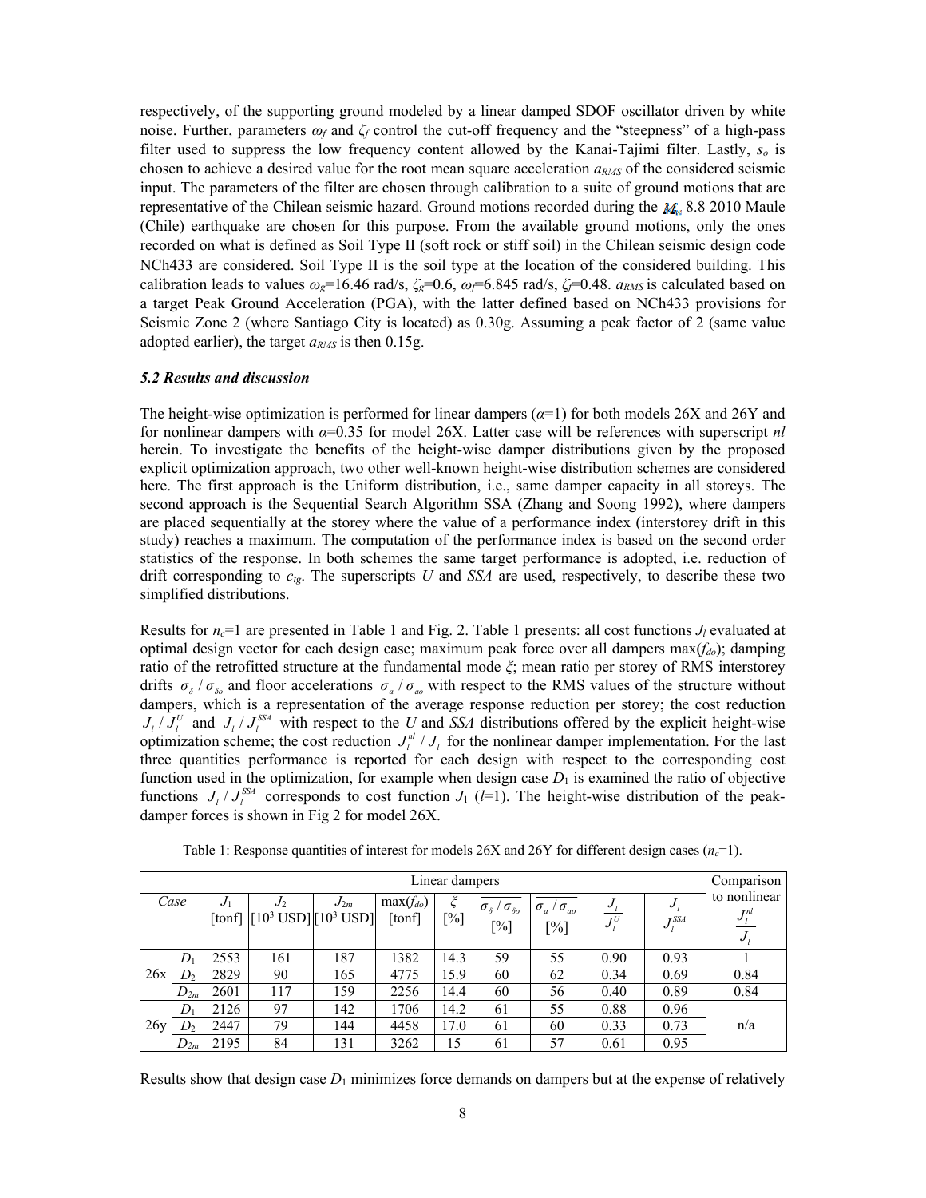respectively, of the supporting ground modeled by a linear damped SDOF oscillator driven by white noise. Further, parameters $\omega_f$ and $\zeta_f$ control the cut-off frequency and the "steepness" of a high-pass filter used to suppress the low frequency content allowed by the Kanai-Tajimi filter. Lastly, $s_o$ is chosen to achieve a desired value for the root mean square acceleration $a_{RMS}$ of the considered seismic input. The parameters of the filter are chosen through calibration to a suite of ground motions that are representative of the Chilean seismic hazard. Ground motions recorded during the $M_w$ 8.8 2010 Maule (Chile) earthquake are chosen for this purpose. From the available ground motions, only the ones recorded on what is defined as Soil Type II (soft rock or stiff soil) in the Chilean seismic design code NCh433 are considered. Soil Type II is the soil type at the location of the considered building. This calibration leads to values $\omega_g$=16.46 rad/s, $\zeta_g$=0.6, $\omega_f$=6.845 rad/s, $\zeta_f$=0.48. $a_{RMS}$ is calculated based on a target Peak Ground Acceleration (PGA), with the latter defined based on NCh433 provisions for Seismic Zone 2 (where Santiago City is located) as 0.30g. Assuming a peak factor of 2 (same value adopted earlier), the target $a_{RMS}$ is then 0.15g.

### *5.2 Results and discussion*

The height-wise optimization is performed for linear dampers ($\alpha$=1) for both models 26X and 26Y and for nonlinear dampers with $\alpha$=0.35 for model 26X. Latter case will be references with superscript *nl* herein. To investigate the benefits of the height-wise damper distributions given by the proposed explicit optimization approach, two other well-known height-wise distribution schemes are considered here. The first approach is the Uniform distribution, i.e., same damper capacity in all storeys. The second approach is the Sequential Search Algorithm SSA (Zhang and Soong 1992), where dampers are placed sequentially at the storey where the value of a performance index (interstorey drift in this study) reaches a maximum. The computation of the performance index is based on the second order statistics of the response. In both schemes the same target performance is adopted, i.e. reduction of drift corresponding to $c_{tg}$. The superscripts *U* and *SSA* are used, respectively, to describe these two simplified distributions.

Results for $n_c$=1 are presented in Table 1 and Fig. 2. Table 1 presents: all cost functions $J_l$ evaluated at optimal design vector for each design case; maximum peak force over all dampers max($f_{do}$); damping ratio of the retrofitted structure at the fundamental mode $\xi$; mean ratio per storey of RMS interstorey drifts $\overline{\sigma_\delta / \sigma_{\delta o}}$ and floor accelerations $\overline{\sigma_a / \sigma_{ao}}$ with respect to the RMS values of the structure without dampers, which is a representation of the average response reduction per storey; the cost reduction $J_l / J_l^U$ and $J_l / J_l^{SSA}$ with respect to the *U* and *SSA* distributions offered by the explicit height-wise optimization scheme; the cost reduction $J_l^{nl} / J_l$ for the nonlinear damper implementation. For the last three quantities performance is reported for each design with respect to the corresponding cost function used in the optimization, for example when design case $D_1$ is examined the ratio of objective functions $J_l / J_l^{SSA}$ corresponds to cost function $J_1$ ($l$=1). The height-wise distribution of the peak-damper forces is shown in Fig 2 for model 26X.

Table 1: Response quantities of interest for models 26X and 26Y for different design cases ($n_c$=1).

| | | Linear dampers | | | | | | | | | Comparison to nonlinear |
|---|---|---|---|---|---|---|---|---|---|---|---|
| *Case* | | $J_1$ [tonf] | $J_2$ [$10^3$ USD] | $J_{2m}$ [$10^3$ USD] | max($f_{do}$) [tonf] | $\xi$ [%] | $\overline{\sigma_\delta / \sigma_{\delta o}}$ [%] | $\overline{\sigma_a / \sigma_{ao}}$ [%] | $\frac{J_l}{J_l^U}$ | $\frac{J_l}{J_l^{SSA}}$ | $\frac{J_l^{nl}}{J_l}$ |
| 26x | $D_1$ | 2553 | 161 | 187 | 1382 | 14.3 | 59 | 55 | 0.90 | 0.93 | 1 |
| | $D_2$ | 2829 | 90 | 165 | 4775 | 15.9 | 60 | 62 | 0.34 | 0.69 | 0.84 |
| | $D_{2m}$ | 2601 | 117 | 159 | 2256 | 14.4 | 60 | 56 | 0.40 | 0.89 | 0.84 |
| 26y | $D_1$ | 2126 | 97 | 142 | 1706 | 14.2 | 61 | 55 | 0.88 | 0.96 | n/a |
| | $D_2$ | 2447 | 79 | 144 | 4458 | 17.0 | 61 | 60 | 0.33 | 0.73 | |
| | $D_{2m}$ | 2195 | 84 | 131 | 3262 | 15 | 61 | 57 | 0.61 | 0.95 | |

Results show that design case $D_1$ minimizes force demands on dampers but at the expense of relatively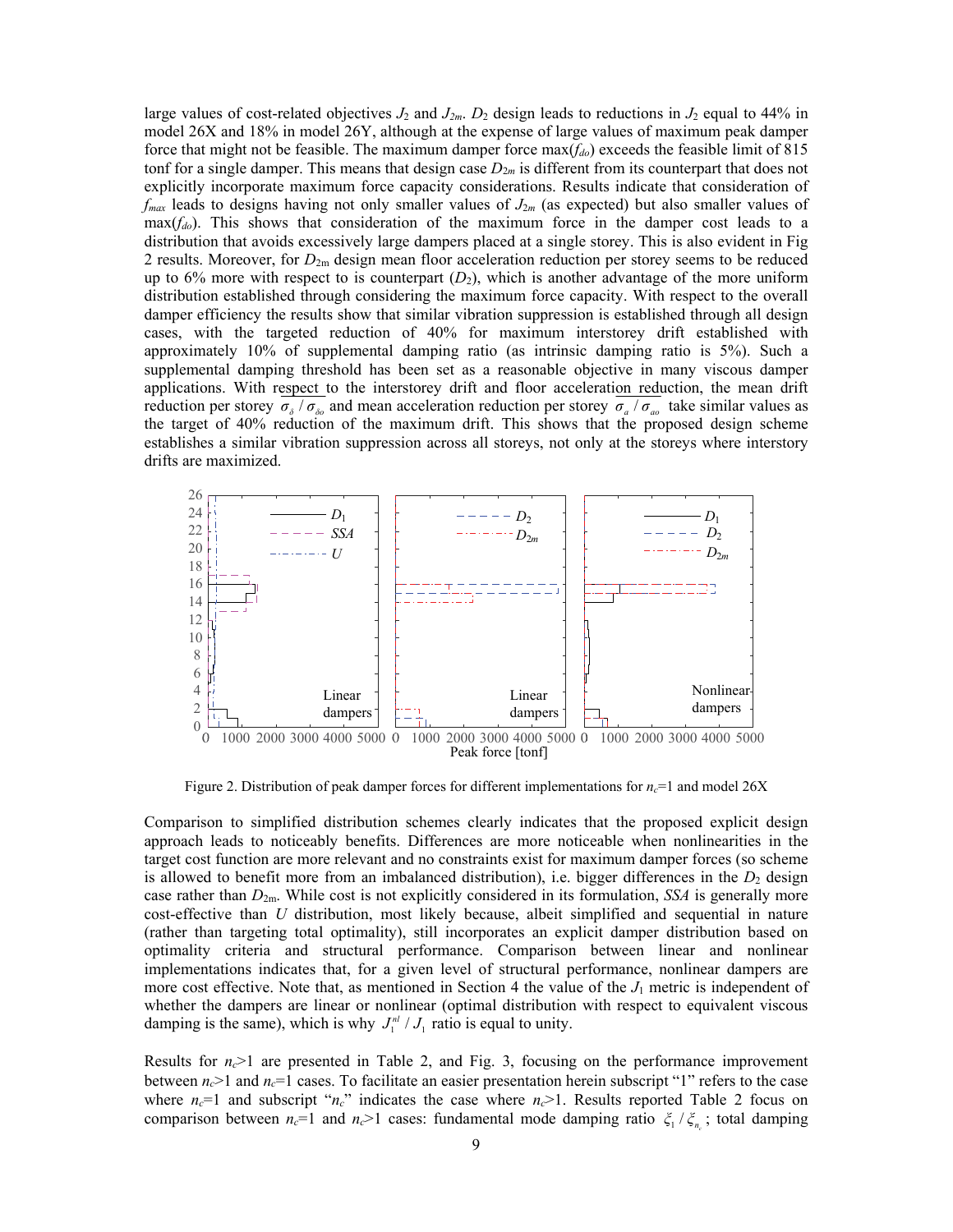large values of cost-related objectives $J_2$ and $J_{2m}$. $D_2$ design leads to reductions in $J_2$ equal to 44% in model 26X and 18% in model 26Y, although at the expense of large values of maximum peak damper force that might not be feasible. The maximum damper force $\max(f_{do})$ exceeds the feasible limit of 815 tonf for a single damper. This means that design case $D_{2m}$ is different from its counterpart that does not explicitly incorporate maximum force capacity considerations. Results indicate that consideration of $f_{max}$ leads to designs having not only smaller values of $J_{2m}$ (as expected) but also smaller values of $\max(f_{do})$. This shows that consideration of the maximum force in the damper cost leads to a distribution that avoids excessively large dampers placed at a single storey. This is also evident in Fig 2 results. Moreover, for $D_{2m}$ design mean floor acceleration reduction per storey seems to be reduced up to 6% more with respect to is counterpart ($D_2$), which is another advantage of the more uniform distribution established through considering the maximum force capacity. With respect to the overall damper efficiency the results show that similar vibration suppression is established through all design cases, with the targeted reduction of 40% for maximum interstorey drift established with approximately 10% of supplemental damping ratio (as intrinsic damping ratio is 5%). Such a supplemental damping threshold has been set as a reasonable objective in many viscous damper applications. With respect to the interstorey drift and floor acceleration reduction, the mean drift reduction per storey $\overline{\sigma_\delta / \sigma_{\delta o}}$ and mean acceleration reduction per storey $\overline{\sigma_a / \sigma_{ao}}$ take similar values as the target of 40% reduction of the maximum drift. This shows that the proposed design scheme establishes a similar vibration suppression across all storeys, not only at the storeys where interstory drifts are maximized.

Figure 2. Distribution of peak damper forces for different implementations for $n_c$=1 and model 26X

Comparison to simplified distribution schemes clearly indicates that the proposed explicit design approach leads to noticeably benefits. Differences are more noticeable when nonlinearities in the target cost function are more relevant and no constraints exist for maximum damper forces (so scheme is allowed to benefit more from an imbalanced distribution), i.e. bigger differences in the $D_2$ design case rather than $D_{2m}$. While cost is not explicitly considered in its formulation, *SSA* is generally more cost-effective than *U* distribution, most likely because, albeit simplified and sequential in nature (rather than targeting total optimality), still incorporates an explicit damper distribution based on optimality criteria and structural performance. Comparison between linear and nonlinear implementations indicates that, for a given level of structural performance, nonlinear dampers are more cost effective. Note that, as mentioned in Section 4 the value of the $J_1$ metric is independent of whether the dampers are linear or nonlinear (optimal distribution with respect to equivalent viscous damping is the same), which is why $J_1^{nl} / J_1$ ratio is equal to unity.

Results for $n_c$>1 are presented in Table 2, and Fig. 3, focusing on the performance improvement between $n_c$>1 and $n_c$=1 cases. To facilitate an easier presentation herein subscript "1" refers to the case where $n_c$=1 and subscript "$n_c$" indicates the case where $n_c$>1. Results reported Table 2 focus on comparison between $n_c$=1 and $n_c$>1 cases: fundamental mode damping ratio $\xi_1 / \xi_{n_c}$; total damping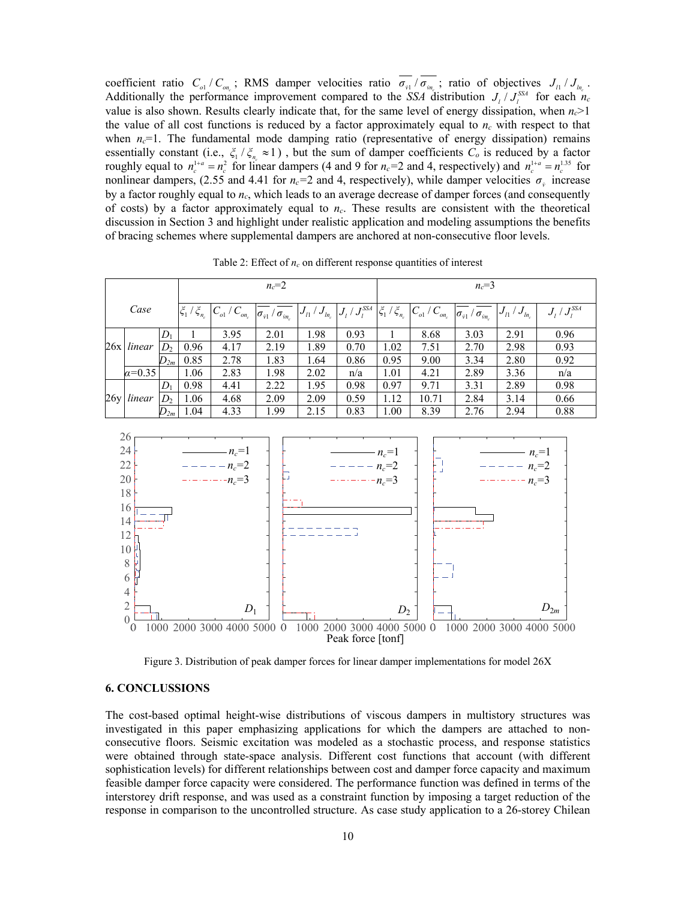coefficient ratio $C_{o1}/C_{on_c}$; RMS damper velocities ratio $\overline{\sigma_{\dot{v}1}}/\overline{\sigma_{\dot{v}n_c}}$; ratio of objectives $J_{l1}/J_{ln_c}$. Additionally the performance improvement compared to the *SSA* distribution $J_l/J_l^{SSA}$ for each $n_c$ value is also shown. Results clearly indicate that, for the same level of energy dissipation, when $n_c$>1 the value of all cost functions is reduced by a factor approximately equal to $n_c$ with respect to that when $n_c$=1. The fundamental mode damping ratio (representative of energy dissipation) remains essentially constant (i.e., $\xi_1/\xi_{n_c} \approx 1$), but the sum of damper coefficients $C_o$ is reduced by a factor roughly equal to $n_c^{1+a} = n_c^2$ for linear dampers (4 and 9 for $n_c$=2 and 4, respectively) and $n_c^{1+a} = n_c^{1.35}$ for nonlinear dampers, (2.55 and 4.41 for $n_c$=2 and 4, respectively), while damper velocities $\sigma_{\dot{v}}$ increase by a factor roughly equal to $n_c$, which leads to an average decrease of damper forces (and consequently of costs) by a factor approximately equal to $n_c$. These results are consistent with the theoretical discussion in Section 3 and highlight under realistic application and modeling assumptions the benefits of bracing schemes where supplemental dampers are anchored at non-consecutive floor levels.

Table 2: Effect of $n_c$ on different response quantities of interest

| Case | | | $n_c$=2 | | | | | $n_c$=3 | | | | |
|---|---|---|---|---|---|---|---|---|---|---|---|---|
| | | | $\xi_1/\xi_{n_c}$ | $C_{o1}/C_{on_c}$ | $\overline{\sigma_{\dot{v}1}}/\overline{\sigma_{\dot{v}n_c}}$ | $J_{l1}/J_{ln_c}$ | $J_l/J_l^{SSA}$ | $\xi_1/\xi_{n_c}$ | $C_{o1}/C_{on_c}$ | $\overline{\sigma_{\dot{v}1}}/\overline{\sigma_{\dot{v}n_c}}$ | $J_{l1}/J_{ln_c}$ | $J_l/J_l^{SSA}$ |
| 26x | *linear* | $D_1$ | 1 | 3.95 | 2.01 | 1.98 | 0.93 | 1 | 8.68 | 3.03 | 2.91 | 0.96 |
| | | $D_2$ | 0.96 | 4.17 | 2.19 | 1.89 | 0.70 | 1.02 | 7.51 | 2.70 | 2.98 | 0.93 |
| | | $D_{2m}$ | 0.85 | 2.78 | 1.83 | 1.64 | 0.86 | 0.95 | 9.00 | 3.34 | 2.80 | 0.92 |
| | $\alpha$=0.35 | | 1.06 | 2.83 | 1.98 | 2.02 | n/a | 1.01 | 4.21 | 2.89 | 3.36 | n/a |
| 26y | *linear* | $D_1$ | 0.98 | 4.41 | 2.22 | 1.95 | 0.98 | 0.97 | 9.71 | 3.31 | 2.89 | 0.98 |
| | | $D_2$ | 1.06 | 4.68 | 2.09 | 2.09 | 0.59 | 1.12 | 10.71 | 2.84 | 3.14 | 0.66 |
| | | $D_{2m}$ | 1.04 | 4.33 | 1.99 | 2.15 | 0.83 | 1.00 | 8.39 | 2.76 | 2.94 | 0.88 |

Figure 3. Distribution of peak damper forces for linear damper implementations for model 26X

## 6. CONCLUSSIONS

The cost-based optimal height-wise distributions of viscous dampers in multistory structures was investigated in this paper emphasizing applications for which the dampers are attached to non-consecutive floors. Seismic excitation was modeled as a stochastic process, and response statistics were obtained through state-space analysis. Different cost functions that account (with different sophistication levels) for different relationships between cost and damper force capacity and maximum feasible damper force capacity were considered. The performance function was defined in terms of the interstorey drift response, and was used as a constraint function by imposing a target reduction of the response in comparison to the uncontrolled structure. As case study application to a 26-storey Chilean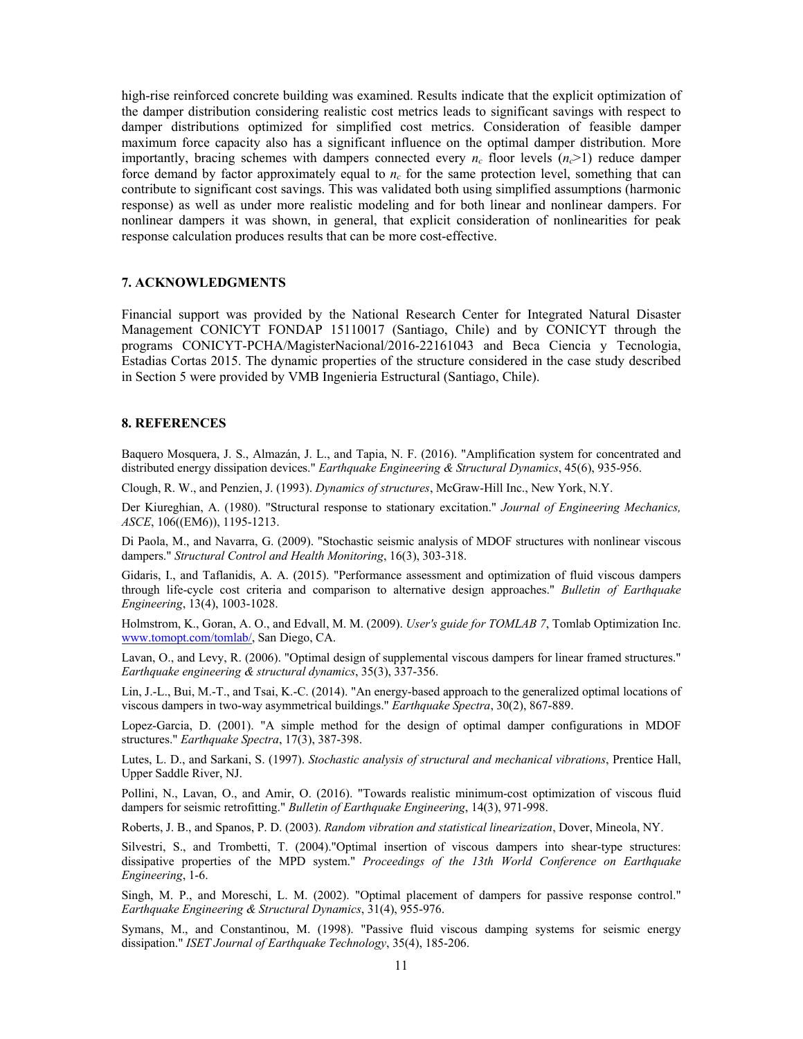high-rise reinforced concrete building was examined. Results indicate that the explicit optimization of the damper distribution considering realistic cost metrics leads to significant savings with respect to damper distributions optimized for simplified cost metrics. Consideration of feasible damper maximum force capacity also has a significant influence on the optimal damper distribution. More importantly, bracing schemes with dampers connected every $n_c$ floor levels ($n_c$>1) reduce damper force demand by factor approximately equal to $n_c$ for the same protection level, something that can contribute to significant cost savings. This was validated both using simplified assumptions (harmonic response) as well as under more realistic modeling and for both linear and nonlinear dampers. For nonlinear dampers it was shown, in general, that explicit consideration of nonlinearities for peak response calculation produces results that can be more cost-effective.

## 7. ACKNOWLEDGMENTS

Financial support was provided by the National Research Center for Integrated Natural Disaster Management CONICYT FONDAP 15110017 (Santiago, Chile) and by CONICYT through the programs CONICYT-PCHA/MagisterNacional/2016-22161043 and Beca Ciencia y Tecnologia, Estadias Cortas 2015. The dynamic properties of the structure considered in the case study described in Section 5 were provided by VMB Ingenieria Estructural (Santiago, Chile).

## 8. REFERENCES

Baquero Mosquera, J. S., Almazán, J. L., and Tapia, N. F. (2016). "Amplification system for concentrated and distributed energy dissipation devices." *Earthquake Engineering & Structural Dynamics*, 45(6), 935-956.

Clough, R. W., and Penzien, J. (1993). *Dynamics of structures*, McGraw-Hill Inc., New York, N.Y.

Der Kiureghian, A. (1980). "Structural response to stationary excitation." *Journal of Engineering Mechanics, ASCE*, 106((EM6)), 1195-1213.

Di Paola, M., and Navarra, G. (2009). "Stochastic seismic analysis of MDOF structures with nonlinear viscous dampers." *Structural Control and Health Monitoring*, 16(3), 303-318.

Gidaris, I., and Taflanidis, A. A. (2015). "Performance assessment and optimization of fluid viscous dampers through life-cycle cost criteria and comparison to alternative design approaches." *Bulletin of Earthquake Engineering*, 13(4), 1003-1028.

Holmstrom, K., Goran, A. O., and Edvall, M. M. (2009). *User's guide for TOMLAB 7*, Tomlab Optimization Inc. www.tomopt.com/tomlab/, San Diego, CA.

Lavan, O., and Levy, R. (2006). "Optimal design of supplemental viscous dampers for linear framed structures." *Earthquake engineering & structural dynamics*, 35(3), 337-356.

Lin, J.-L., Bui, M.-T., and Tsai, K.-C. (2014). "An energy-based approach to the generalized optimal locations of viscous dampers in two-way asymmetrical buildings." *Earthquake Spectra*, 30(2), 867-889.

Lopez-Garcia, D. (2001). "A simple method for the design of optimal damper configurations in MDOF structures." *Earthquake Spectra*, 17(3), 387-398.

Lutes, L. D., and Sarkani, S. (1997). *Stochastic analysis of structural and mechanical vibrations*, Prentice Hall, Upper Saddle River, NJ.

Pollini, N., Lavan, O., and Amir, O. (2016). "Towards realistic minimum-cost optimization of viscous fluid dampers for seismic retrofitting." *Bulletin of Earthquake Engineering*, 14(3), 971-998.

Roberts, J. B., and Spanos, P. D. (2003). *Random vibration and statistical linearization*, Dover, Mineola, NY.

Silvestri, S., and Trombetti, T. (2004)."Optimal insertion of viscous dampers into shear-type structures: dissipative properties of the MPD system." *Proceedings of the 13th World Conference on Earthquake Engineering*, 1-6.

Singh, M. P., and Moreschi, L. M. (2002). "Optimal placement of dampers for passive response control." *Earthquake Engineering & Structural Dynamics*, 31(4), 955-976.

Symans, M., and Constantinou, M. (1998). "Passive fluid viscous damping systems for seismic energy dissipation." *ISET Journal of Earthquake Technology*, 35(4), 185-206.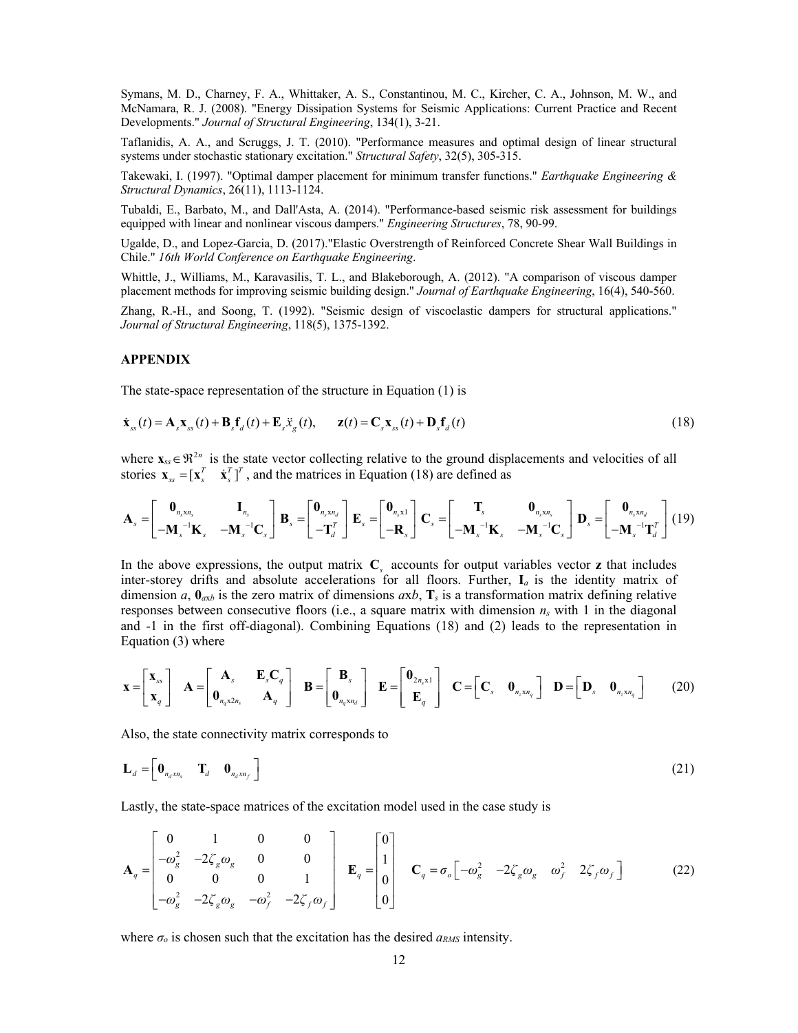Symans, M. D., Charney, F. A., Whittaker, A. S., Constantinou, M. C., Kircher, C. A., Johnson, M. W., and McNamara, R. J. (2008). "Energy Dissipation Systems for Seismic Applications: Current Practice and Recent Developments." *Journal of Structural Engineering*, 134(1), 3-21.

Taflanidis, A. A., and Scruggs, J. T. (2010). "Performance measures and optimal design of linear structural systems under stochastic stationary excitation." *Structural Safety*, 32(5), 305-315.

Takewaki, I. (1997). "Optimal damper placement for minimum transfer functions." *Earthquake Engineering & Structural Dynamics*, 26(11), 1113-1124.

Tubaldi, E., Barbato, M., and Dall'Asta, A. (2014). "Performance-based seismic risk assessment for buildings equipped with linear and nonlinear viscous dampers." *Engineering Structures*, 78, 90-99.

Ugalde, D., and Lopez-Garcia, D. (2017)."Elastic Overstrength of Reinforced Concrete Shear Wall Buildings in Chile." *16th World Conference on Earthquake Engineering*.

Whittle, J., Williams, M., Karavasilis, T. L., and Blakeborough, A. (2012). "A comparison of viscous damper placement methods for improving seismic building design." *Journal of Earthquake Engineering*, 16(4), 540-560.

Zhang, R.-H., and Soong, T. (1992). "Seismic design of viscoelastic dampers for structural applications." *Journal of Structural Engineering*, 118(5), 1375-1392.

## APPENDIX

The state-space representation of the structure in Equation (1) is

$$\dot{\mathbf{x}}_{ss}(t) = \mathbf{A}_s \mathbf{x}_{ss}(t) + \mathbf{B}_s \mathbf{f}_d(t) + \mathbf{E}_s \ddot{x}_g(t), \qquad \mathbf{z}(t) = \mathbf{C}_s \mathbf{x}_{ss}(t) + \mathbf{D}_s \mathbf{f}_d(t) \tag{18}$$

where $\mathbf{x}_{ss} \in \Re^{2n}$ is the state vector collecting relative to the ground displacements and velocities of all stories $\mathbf{x}_{ss} = [\mathbf{x}_s^T \quad \dot{\mathbf{x}}_s^T]^T$, and the matrices in Equation (18) are defined as

$$\mathbf{A}_s = \begin{bmatrix} \mathbf{0}_{n_s \text{x} n_s} & \mathbf{I}_{n_s} \\ -\mathbf{M}_s^{-1}\mathbf{K}_s & -\mathbf{M}_s^{-1}\mathbf{C}_s \end{bmatrix} \mathbf{B}_s = \begin{bmatrix} \mathbf{0}_{n_s \text{x} n_d} \\ -\mathbf{T}_d^T \end{bmatrix} \mathbf{E}_s = \begin{bmatrix} \mathbf{0}_{n_s \text{x} 1} \\ -\mathbf{R}_s \end{bmatrix} \mathbf{C}_s = \begin{bmatrix} \mathbf{T}_s & \mathbf{0}_{n_s \text{x} n_s} \\ -\mathbf{M}_s^{-1}\mathbf{K}_s & -\mathbf{M}_s^{-1}\mathbf{C}_s \end{bmatrix} \mathbf{D}_s = \begin{bmatrix} \mathbf{0}_{n_s \text{x} n_d} \\ -\mathbf{M}_s^{-1}\mathbf{T}_d^T \end{bmatrix} \tag{19}$$

In the above expressions, the output matrix $\mathbf{C}_s$ accounts for output variables vector $\mathbf{z}$ that includes inter-storey drifts and absolute accelerations for all floors. Further, $\mathbf{I}_a$ is the identity matrix of dimension $a$, $\mathbf{0}_{a\text{x}b}$ is the zero matrix of dimensions $a$x$b$, $\mathbf{T}_s$ is a transformation matrix defining relative responses between consecutive floors (i.e., a square matrix with dimension $n_s$ with 1 in the diagonal and -1 in the first off-diagonal). Combining Equations (18) and (2) leads to the representation in Equation (3) where

$$\mathbf{x} = \begin{bmatrix} \mathbf{x}_{ss} \\ \mathbf{x}_q \end{bmatrix} \quad \mathbf{A} = \begin{bmatrix} \mathbf{A}_s & \mathbf{E}_s \mathbf{C}_q \\ \mathbf{0}_{n_q \text{x} 2n_s} & \mathbf{A}_q \end{bmatrix} \quad \mathbf{B} = \begin{bmatrix} \mathbf{B}_s \\ \mathbf{0}_{n_q \text{x} n_d} \end{bmatrix} \quad \mathbf{E} = \begin{bmatrix} \mathbf{0}_{2n_s \text{x} 1} \\ \mathbf{E}_q \end{bmatrix} \quad \mathbf{C} = \begin{bmatrix} \mathbf{C}_s & \mathbf{0}_{n_z \text{x} n_q} \end{bmatrix} \quad \mathbf{D} = \begin{bmatrix} \mathbf{D}_s & \mathbf{0}_{n_z \text{x} n_q} \end{bmatrix} \tag{20}$$

Also, the state connectivity matrix corresponds to

$$\mathbf{L}_d = \begin{bmatrix} \mathbf{0}_{n_d x n_s} & \mathbf{T}_d & \mathbf{0}_{n_d x n_f} \end{bmatrix} \tag{21}$$

Lastly, the state-space matrices of the excitation model used in the case study is

$$\mathbf{A}_q = \begin{bmatrix} 0 & 1 & 0 & 0 \\ -\omega_g^2 & -2\zeta_g\omega_g & 0 & 0 \\ 0 & 0 & 0 & 1 \\ -\omega_g^2 & -2\zeta_g\omega_g & -\omega_f^2 & -2\zeta_f\omega_f \end{bmatrix} \quad \mathbf{E}_q = \begin{bmatrix} 0 \\ 1 \\ 0 \\ 0 \end{bmatrix} \quad \mathbf{C}_q = \sigma_o \begin{bmatrix} -\omega_g^2 & -2\zeta_g\omega_g & \omega_f^2 & 2\zeta_f\omega_f \end{bmatrix} \tag{22}$$

where $\sigma_o$ is chosen such that the excitation has the desired $a_{RMS}$ intensity.